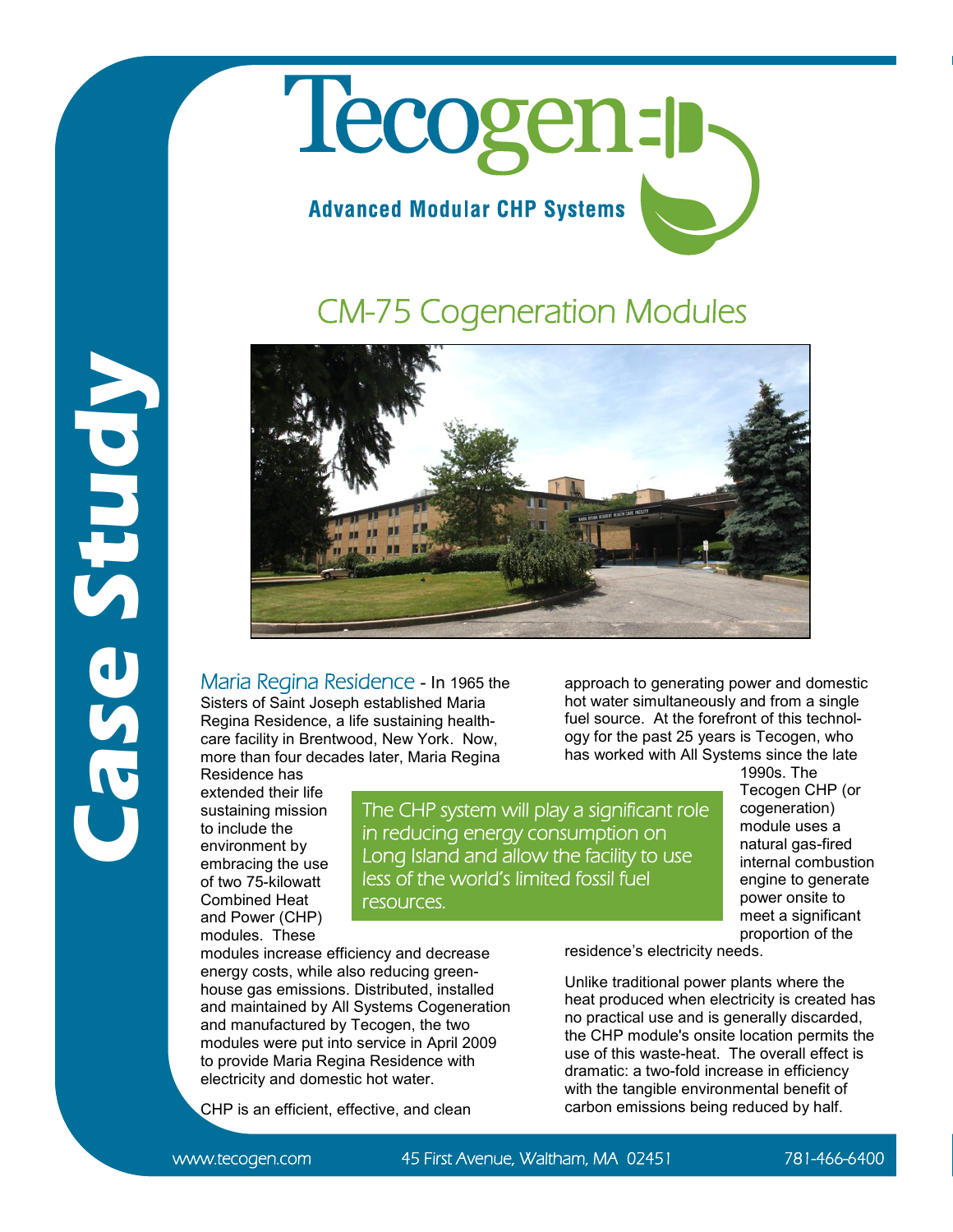Case Study

# Tecogen

**Advanced Modular CHP Systems**

## CM-75 Cogeneration Modules

**Maria Regina Residence** - In 1965 the Sisters of Saint Joseph established Maria Regina Residence, a life sustaining healthcare facility in Brentwood, New York. Now, more than four decades later, Maria Regina Residence has extended their life sustaining mission to include the environment by embracing the use of two 75-kilowatt Combined Heat and Power (CHP) modules. These modules increase efficiency and decrease energy costs, while also reducing greenhouse gas emissions. Distributed, installed and maintained by All Systems Cogeneration and manufactured by Tecogen, the two modules were put into service in April 2009 to provide Maria Regina Residence with electricity and domestic hot water.

> The CHP system will play a significant role in reducing energy consumption on Long Island and allow the facility to use less of the world's limited fossil fuel resources.

CHP is an efficient, effective, and clean approach to generating power and domestic hot water simultaneously and from a single fuel source. At the forefront of this technology for the past 25 years is Tecogen, who has worked with All Systems since the late 1990s. The Tecogen CHP (or cogeneration) module uses a natural gas-fired internal combustion engine to generate power onsite to meet a significant proportion of the residence's electricity needs.

Unlike traditional power plants where the heat produced when electricity is created has no practical use and is generally discarded, the CHP module's onsite location permits the use of this waste-heat. The overall effect is dramatic: a two-fold increase in efficiency with the tangible environmental benefit of carbon emissions being reduced by half.

www.tecogen.com 45 First Avenue, Waltham, MA 02451 781-466-6400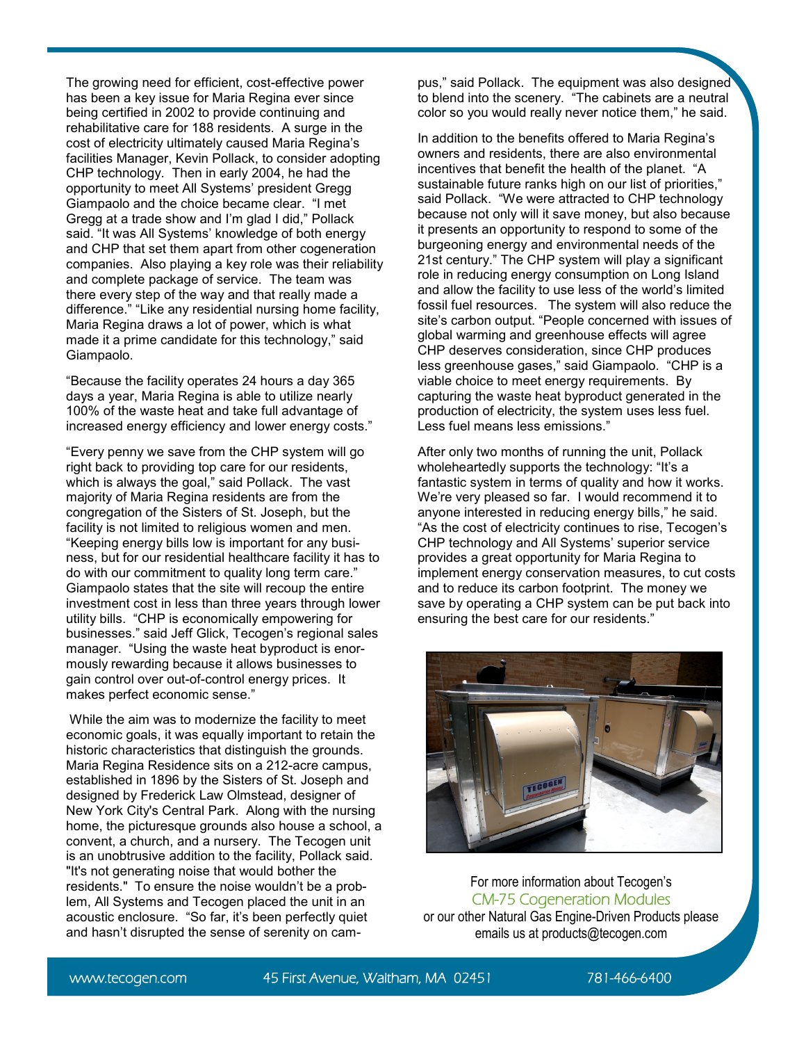The growing need for efficient, cost-effective power has been a key issue for Maria Regina ever since being certified in 2002 to provide continuing and rehabilitative care for 188 residents. A surge in the cost of electricity ultimately caused Maria Regina's facilities Manager, Kevin Pollack, to consider adopting CHP technology. Then in early 2004, he had the opportunity to meet All Systems' president Gregg Giampaolo and the choice became clear. "I met Gregg at a trade show and I'm glad I did," Pollack said. "It was All Systems' knowledge of both energy and CHP that set them apart from other cogeneration companies. Also playing a key role was their reliability and complete package of service. The team was there every step of the way and that really made a difference." "Like any residential nursing home facility, Maria Regina draws a lot of power, which is what made it a prime candidate for this technology," said Giampaolo.

"Because the facility operates 24 hours a day 365 days a year, Maria Regina is able to utilize nearly 100% of the waste heat and take full advantage of increased energy efficiency and lower energy costs."

"Every penny we save from the CHP system will go right back to providing top care for our residents, which is always the goal," said Pollack. The vast majority of Maria Regina residents are from the congregation of the Sisters of St. Joseph, but the facility is not limited to religious women and men. "Keeping energy bills low is important for any business, but for our residential healthcare facility it has to do with our commitment to quality long term care." Giampaolo states that the site will recoup the entire investment cost in less than three years through lower utility bills. "CHP is economically empowering for businesses." said Jeff Glick, Tecogen's regional sales manager. "Using the waste heat byproduct is enormously rewarding because it allows businesses to gain control over out-of-control energy prices. It makes perfect economic sense."

While the aim was to modernize the facility to meet economic goals, it was equally important to retain the historic characteristics that distinguish the grounds. Maria Regina Residence sits on a 212-acre campus, established in 1896 by the Sisters of St. Joseph and designed by Frederick Law Olmstead, designer of New York City's Central Park. Along with the nursing home, the picturesque grounds also house a school, a convent, a church, and a nursery. The Tecogen unit is an unobtrusive addition to the facility, Pollack said. "It's not generating noise that would bother the residents." To ensure the noise wouldn't be a problem, All Systems and Tecogen placed the unit in an acoustic enclosure. "So far, it's been perfectly quiet and hasn't disrupted the sense of serenity on campus," said Pollack. The equipment was also designed to blend into the scenery. "The cabinets are a neutral color so you would really never notice them," he said.

In addition to the benefits offered to Maria Regina's owners and residents, there are also environmental incentives that benefit the health of the planet. "A sustainable future ranks high on our list of priorities," said Pollack. "We were attracted to CHP technology because not only will it save money, but also because it presents an opportunity to respond to some of the burgeoning energy and environmental needs of the 21st century." The CHP system will play a significant role in reducing energy consumption on Long Island and allow the facility to use less of the world's limited fossil fuel resources. The system will also reduce the site's carbon output. "People concerned with issues of global warming and greenhouse effects will agree CHP deserves consideration, since CHP produces less greenhouse gases," said Giampaolo. "CHP is a viable choice to meet energy requirements. By capturing the waste heat byproduct generated in the production of electricity, the system uses less fuel. Less fuel means less emissions."

After only two months of running the unit, Pollack wholeheartedly supports the technology: "It's a fantastic system in terms of quality and how it works. We're very pleased so far. I would recommend it to anyone interested in reducing energy bills," he said. "As the cost of electricity continues to rise, Tecogen's CHP technology and All Systems' superior service provides a great opportunity for Maria Regina to implement energy conservation measures, to cut costs and to reduce its carbon footprint. The money we save by operating a CHP system can be put back into ensuring the best care for our residents."

For more information about Tecogen's
CM-75 Cogeneration Modules
or our other Natural Gas Engine-Driven Products please emails us at products@tecogen.com

www.tecogen.com 45 First Avenue, Waltham, MA 02451 781-466-6400